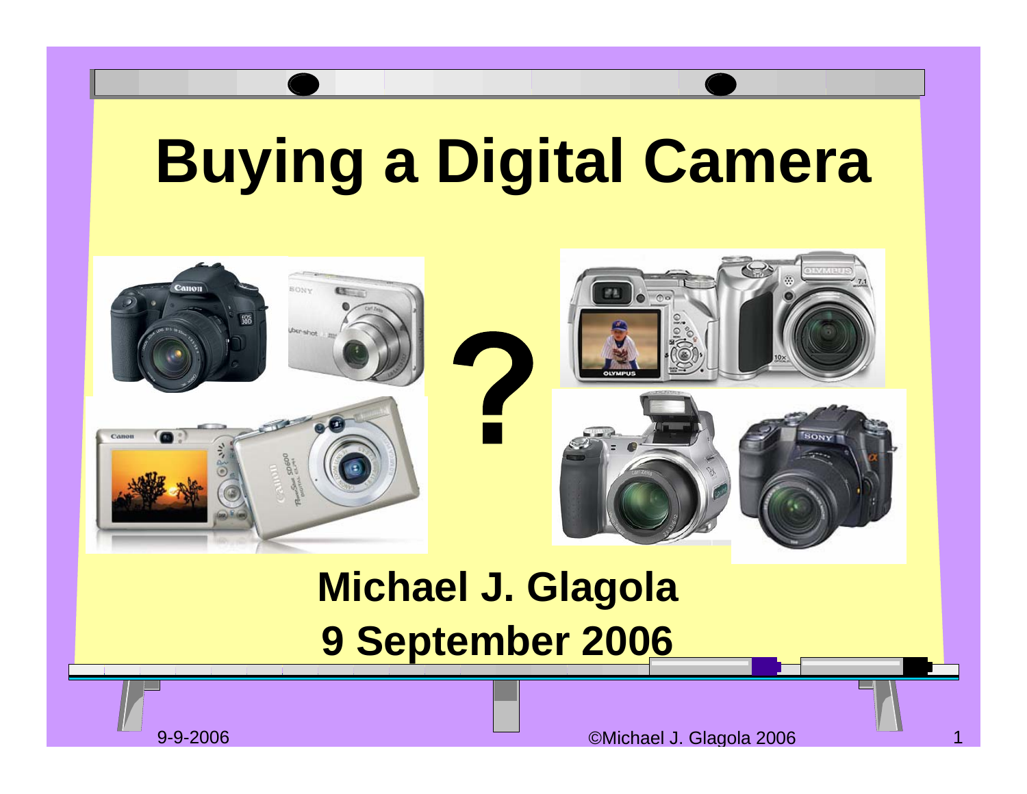# Buying a Digital Camera

?

**Michael J. Glagola**

**9 September 2006**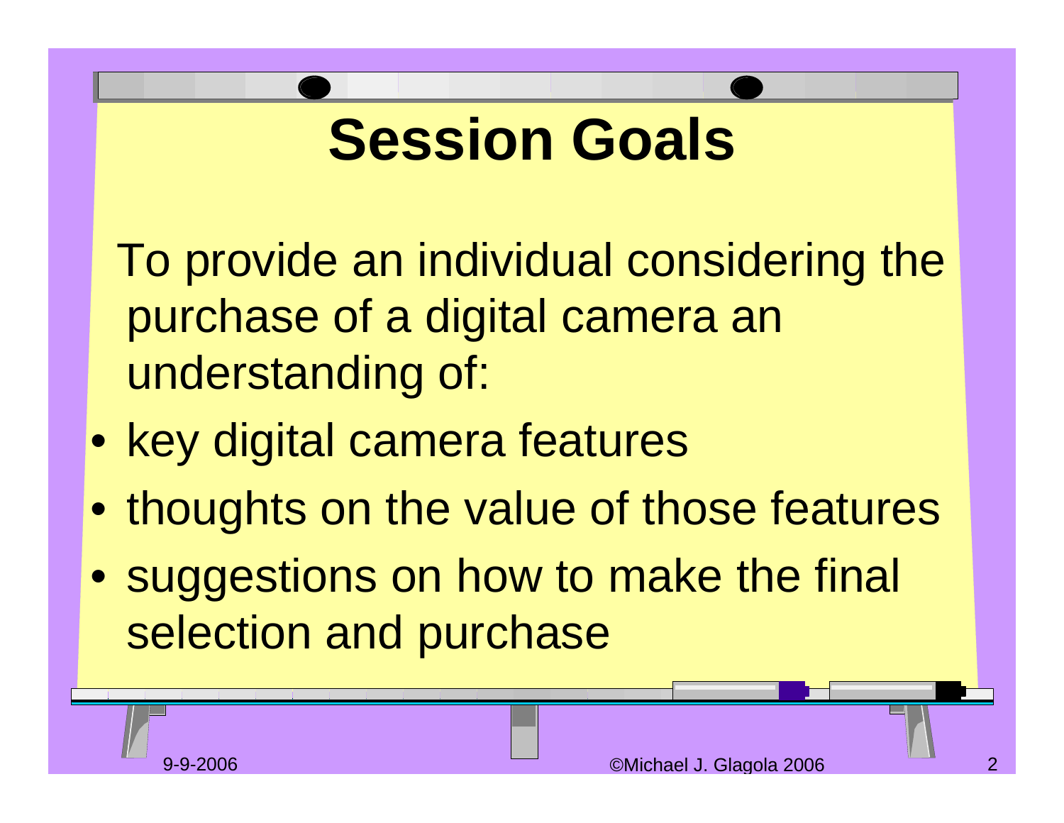# Session Goals

To provide an individual considering the purchase of a digital camera an understanding of:

- key digital camera features
- thoughts on the value of those features
- suggestions on how to make the final selection and purchase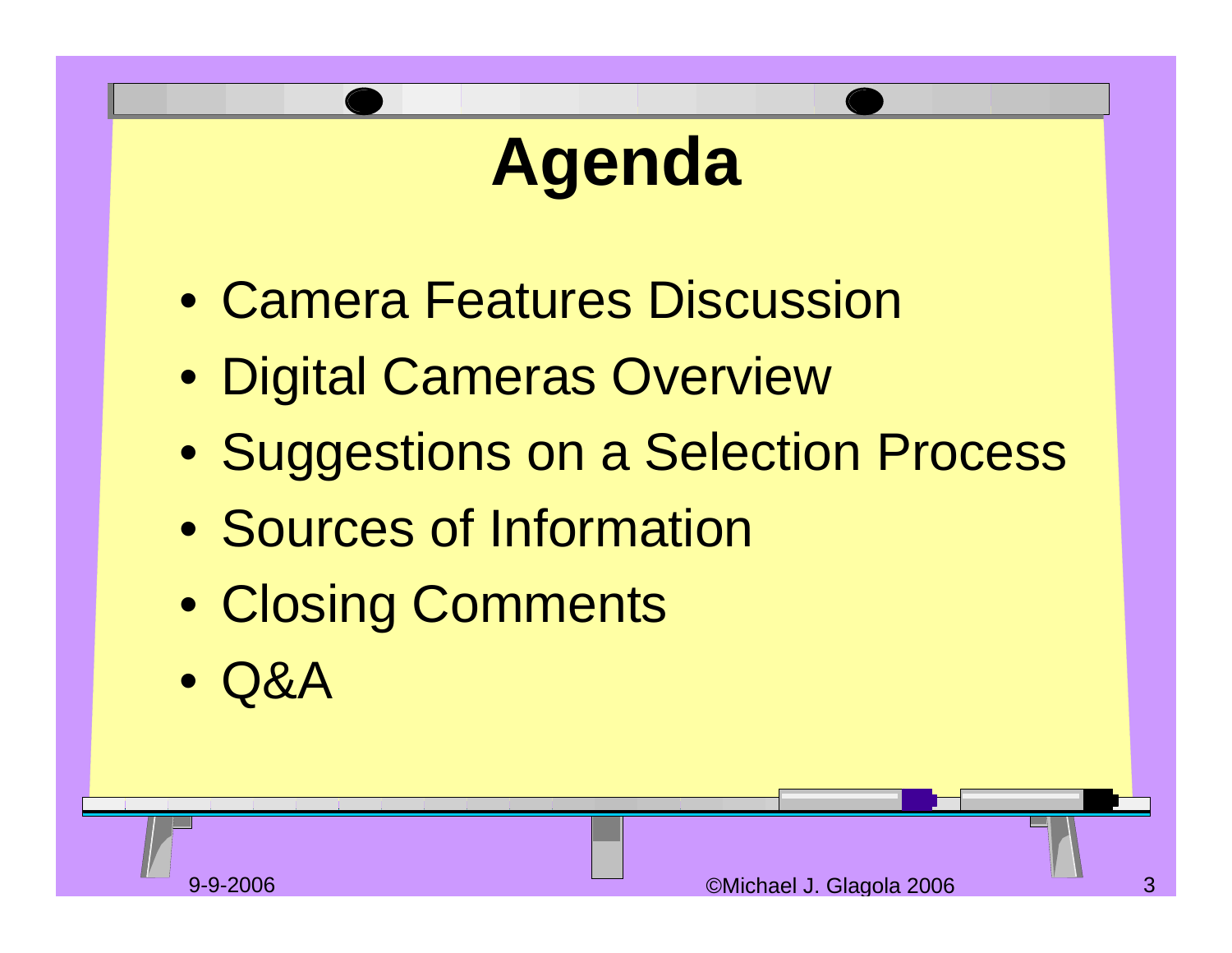# Agenda

- Camera Features Discussion
- Digital Cameras Overview
- Suggestions on a Selection Process
- Sources of Information
- Closing Comments
- Q&A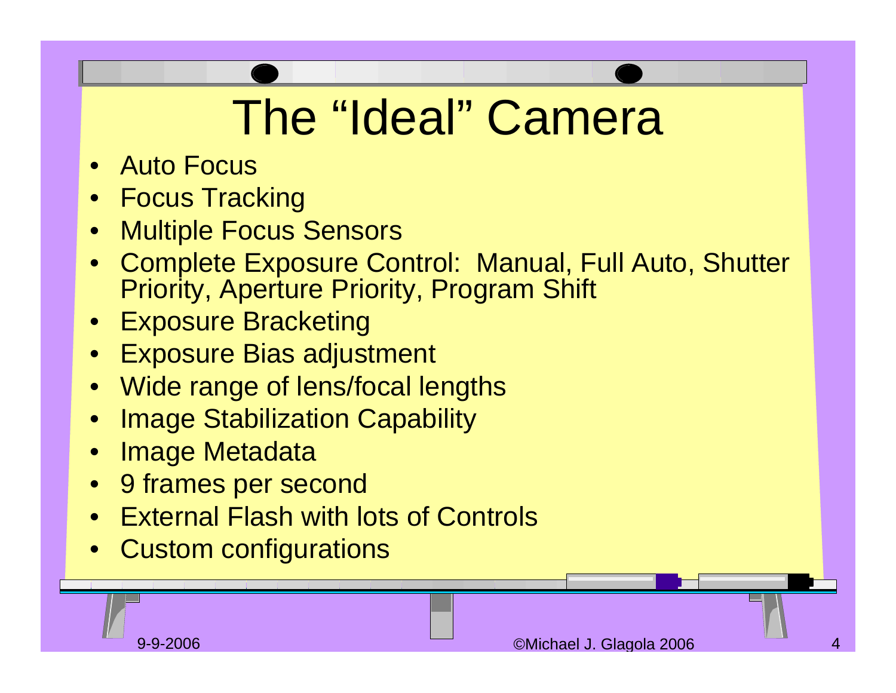# The "Ideal" Camera

- Auto Focus
- Focus Tracking
- Multiple Focus Sensors
- Complete Exposure Control: Manual, Full Auto, Shutter Priority, Aperture Priority, Program Shift
- Exposure Bracketing
- Exposure Bias adjustment
- Wide range of lens/focal lengths
- Image Stabilization Capability
- Image Metadata
- 9 frames per second
- External Flash with lots of Controls
- Custom configurations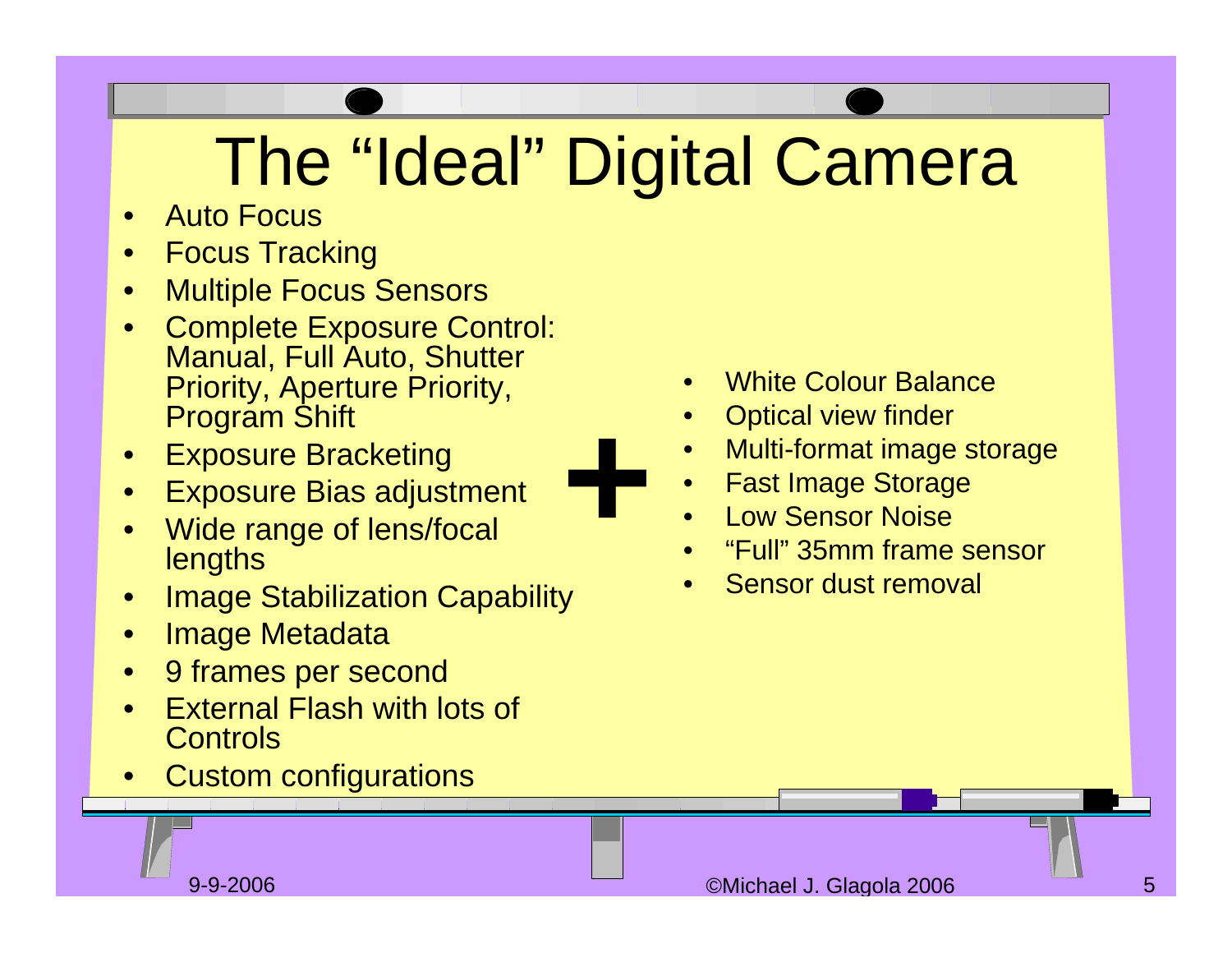# The “Ideal” Digital Camera

- Auto Focus
- Focus Tracking
- Multiple Focus Sensors
- Complete Exposure Control: Manual, Full Auto, Shutter Priority, Aperture Priority, Program Shift
- Exposure Bracketing
- Exposure Bias adjustment
- Wide range of lens/focal lengths
- Image Stabilization Capability
- Image Metadata
- 9 frames per second
- External Flash with lots of Controls
- Custom configurations

+

- White Colour Balance
- Optical view finder
- Multi-format image storage
- Fast Image Storage
- Low Sensor Noise
- “Full” 35mm frame sensor
- Sensor dust removal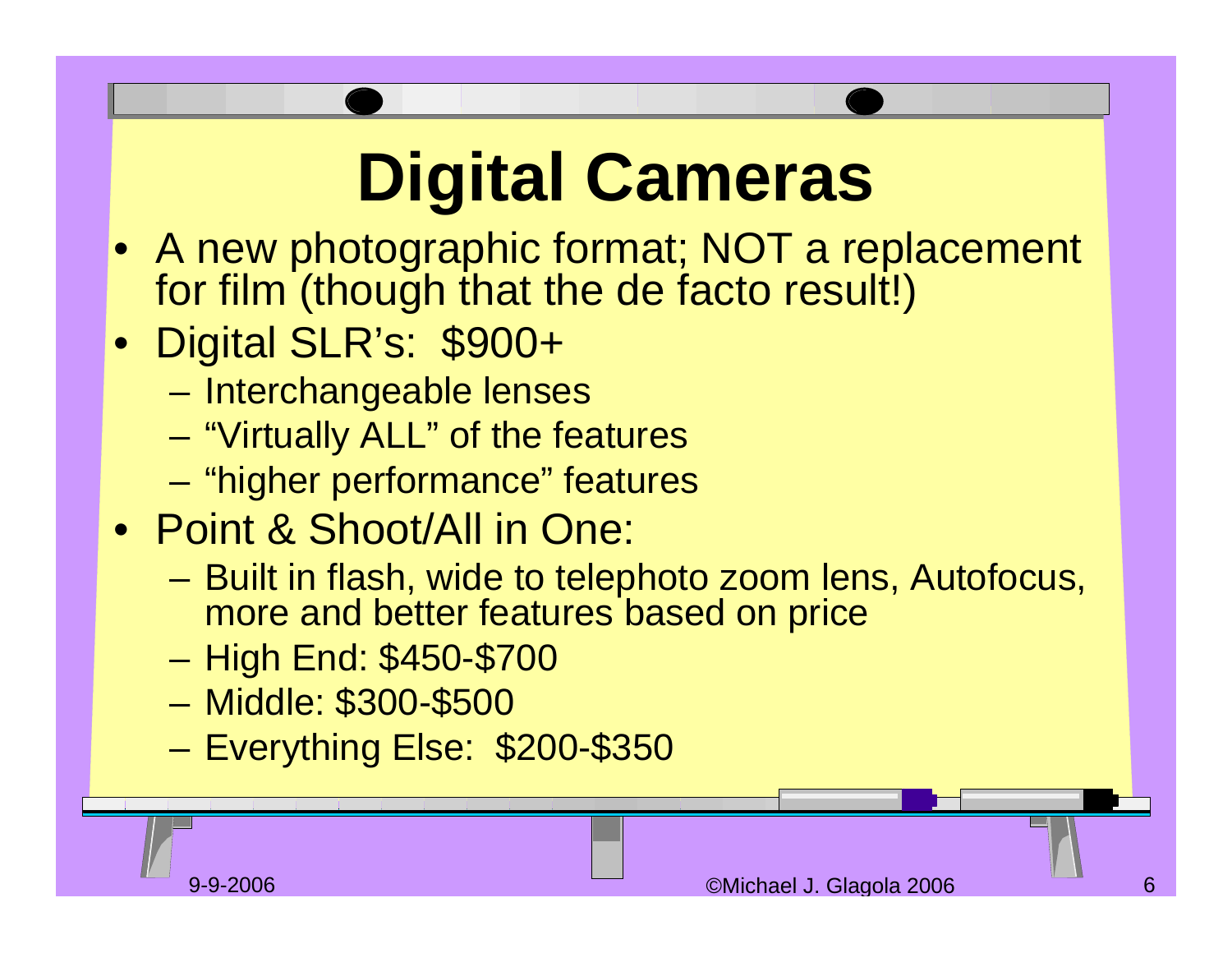# Digital Cameras

- A new photographic format; NOT a replacement for film (though that the de facto result!)
- Digital SLR's: $900+
  - Interchangeable lenses
  - "Virtually ALL" of the features
  - "higher performance" features
- Point & Shoot/All in One:
  - Built in flash, wide to telephoto zoom lens, Autofocus, more and better features based on price
  - High End: $450-$700
  - Middle: $300-$500
  - Everything Else: $200-$350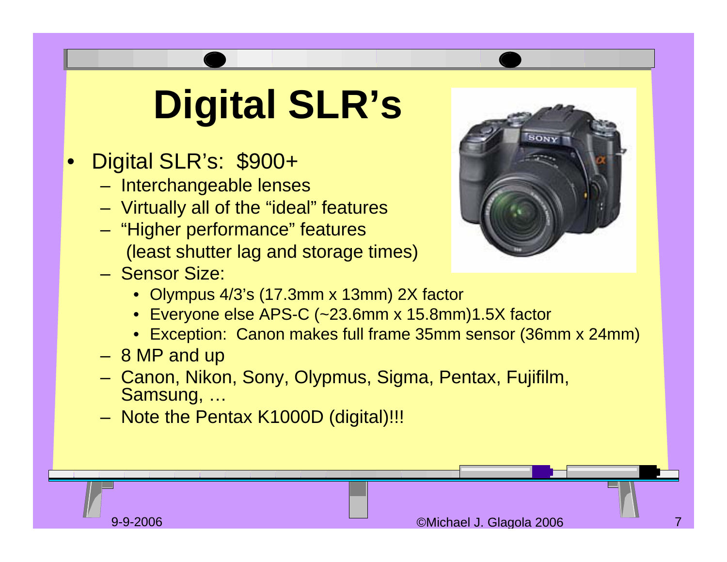# Digital SLR's

- Digital SLR's: $900+
  - Interchangeable lenses
  - Virtually all of the "ideal" features
  - "Higher performance" features (least shutter lag and storage times)
  - Sensor Size:
    - Olympus 4/3's (17.3mm x 13mm) 2X factor
    - Everyone else APS-C (~23.6mm x 15.8mm)1.5X factor
    - Exception: Canon makes full frame 35mm sensor (36mm x 24mm)
  - 8 MP and up
  - Canon, Nikon, Sony, Olypmus, Sigma, Pentax, Fujifilm, Samsung, …
  - Note the Pentax K1000D (digital)!!!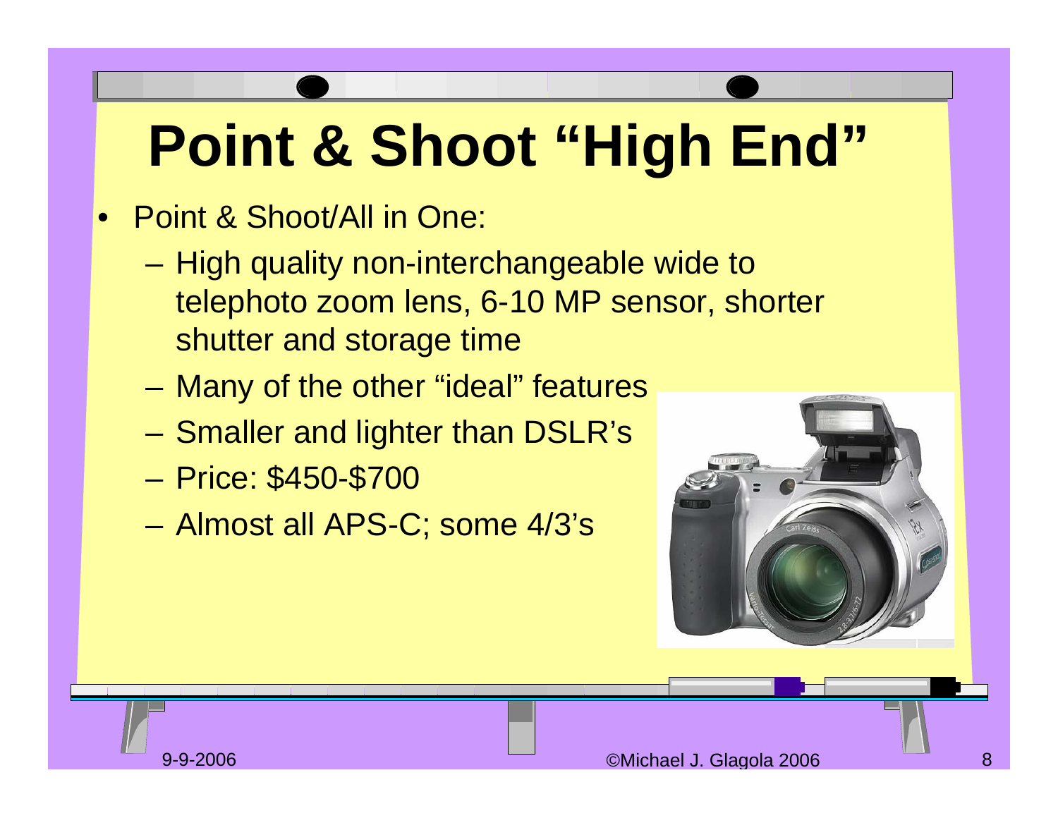# Point & Shoot "High End"

- Point & Shoot/All in One:
  - High quality non-interchangeable wide to telephoto zoom lens, 6-10 MP sensor, shorter shutter and storage time
  - Many of the other "ideal" features
  - Smaller and lighter than DSLR's
  - Price: $450-$700
  - Almost all APS-C; some 4/3's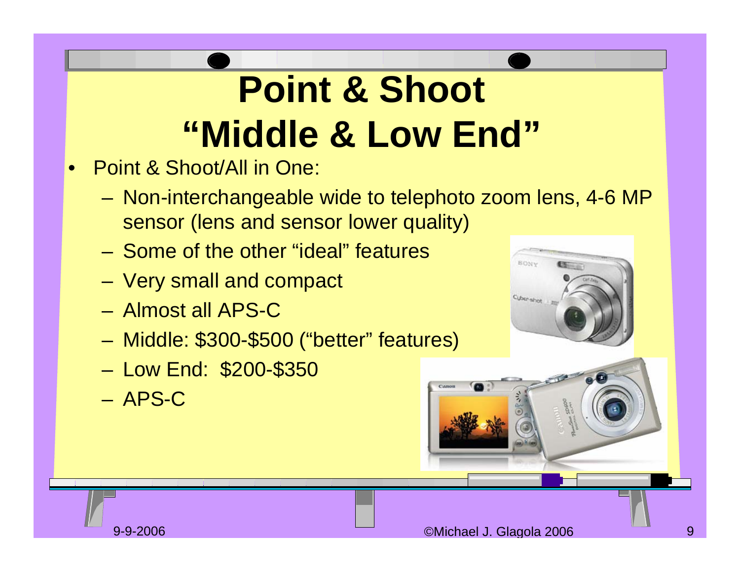# Point & Shoot "Middle & Low End"

- Point & Shoot/All in One:
  - Non-interchangeable wide to telephoto zoom lens, 4-6 MP sensor (lens and sensor lower quality)
  - Some of the other "ideal" features
  - Very small and compact
  - Almost all APS-C
  - Middle: $300-$500 ("better" features)
  - Low End: $200-$350
  - APS-C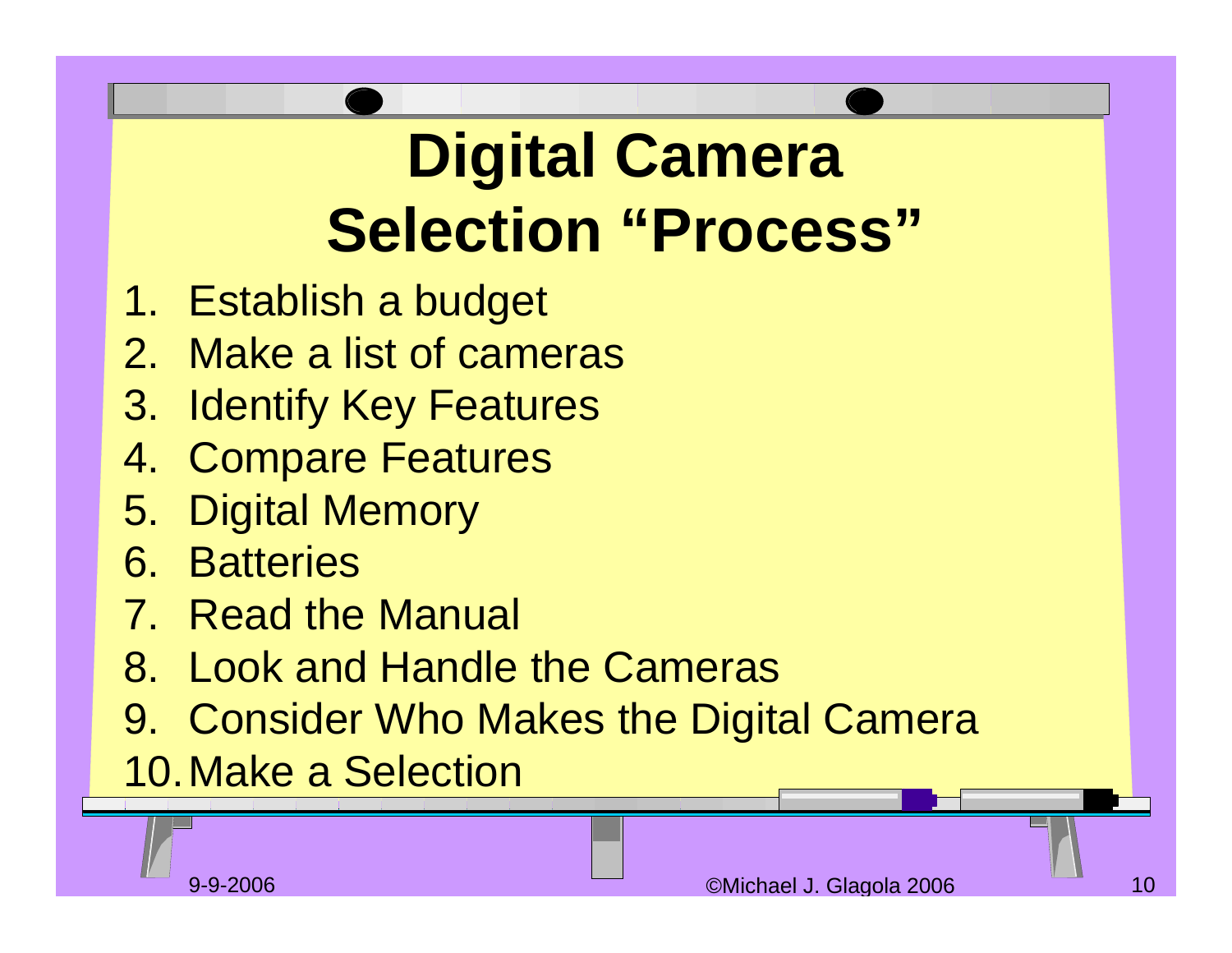# Digital Camera Selection "Process"

1. Establish a budget
2. Make a list of cameras
3. Identify Key Features
4. Compare Features
5. Digital Memory
6. Batteries
7. Read the Manual
8. Look and Handle the Cameras
9. Consider Who Makes the Digital Camera
10. Make a Selection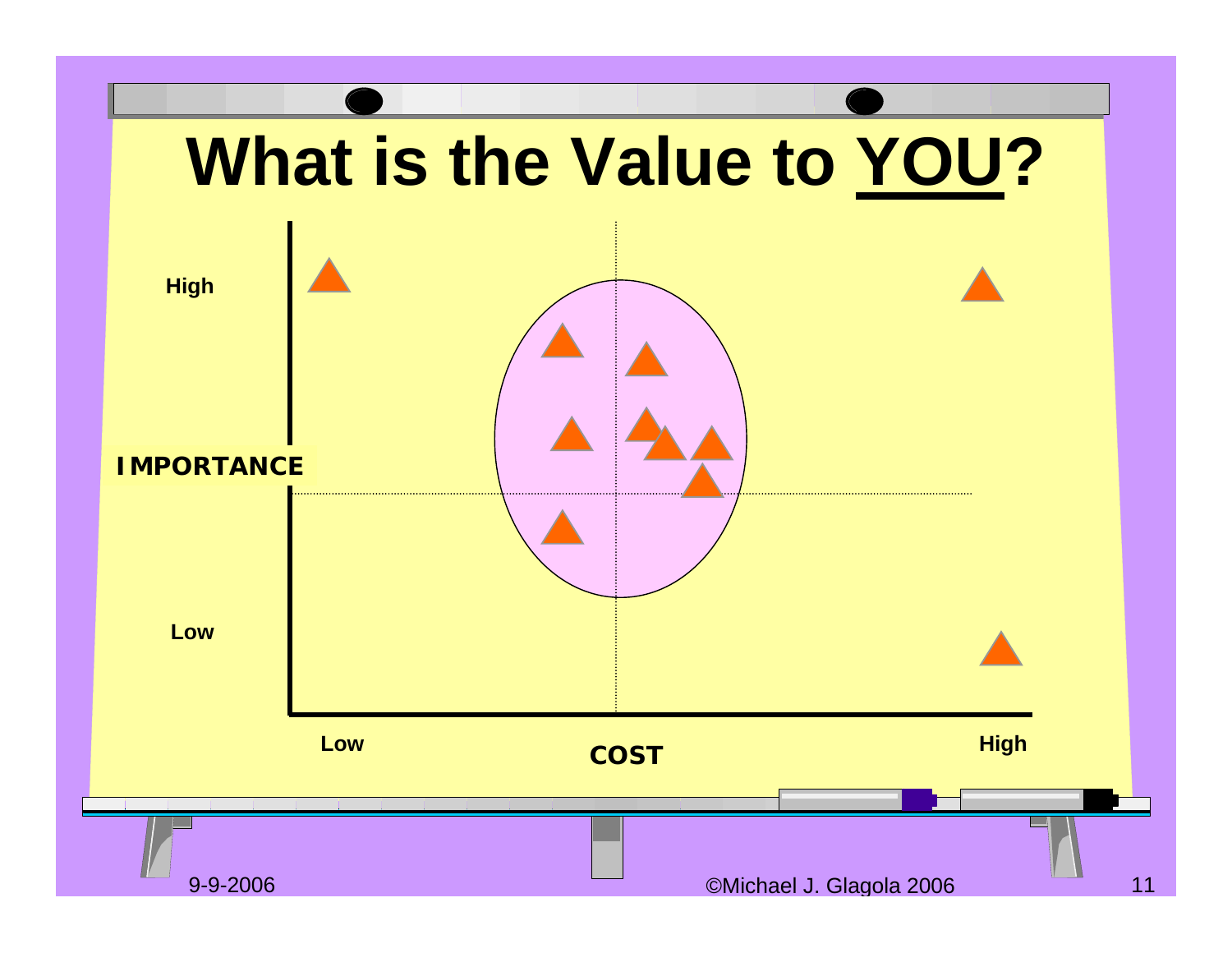# What is the Value to YOU?

High

IMPORTANCE

Low

Low

COST

High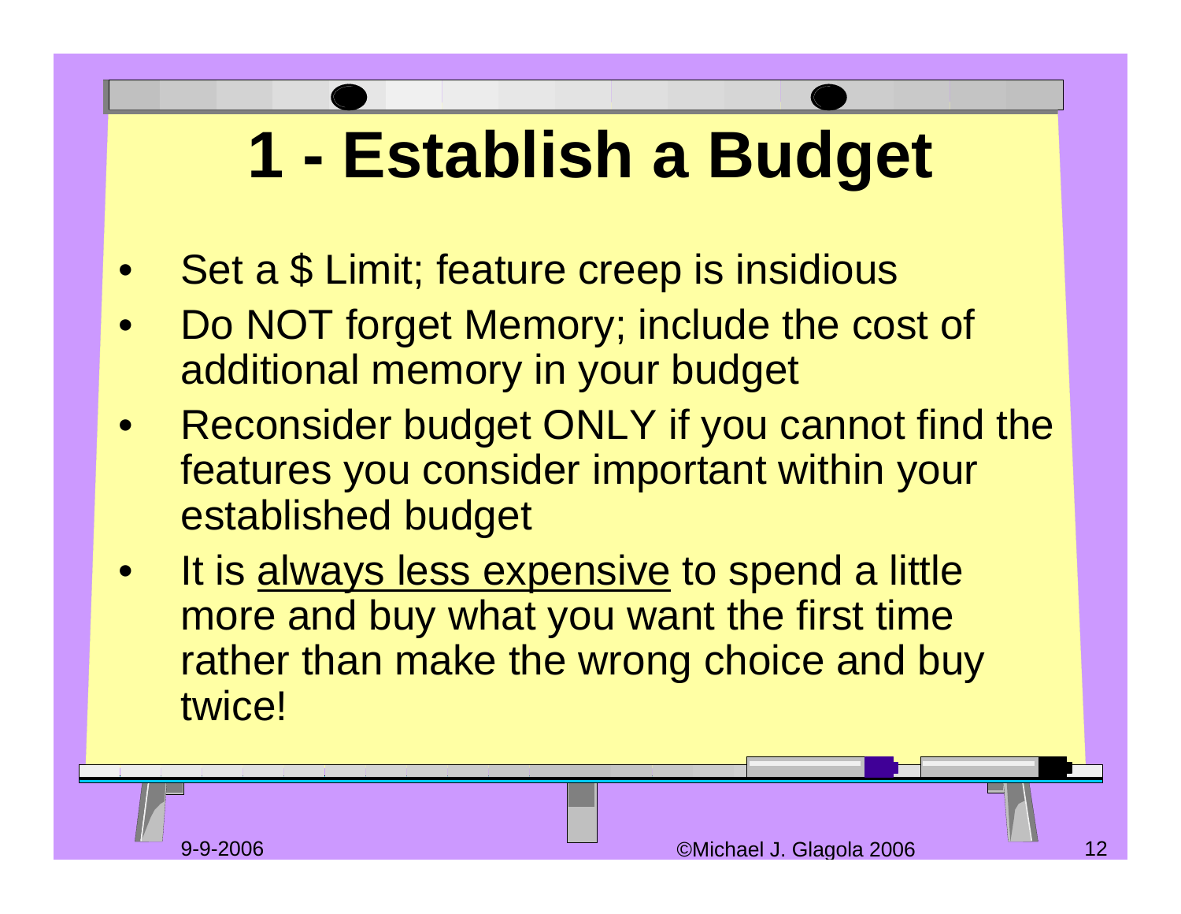# 1 - Establish a Budget

- Set a $ Limit; feature creep is insidious
- Do NOT forget Memory; include the cost of additional memory in your budget
- Reconsider budget ONLY if you cannot find the features you consider important within your established budget
- It is <u>always less expensive</u> to spend a little more and buy what you want the first time rather than make the wrong choice and buy twice!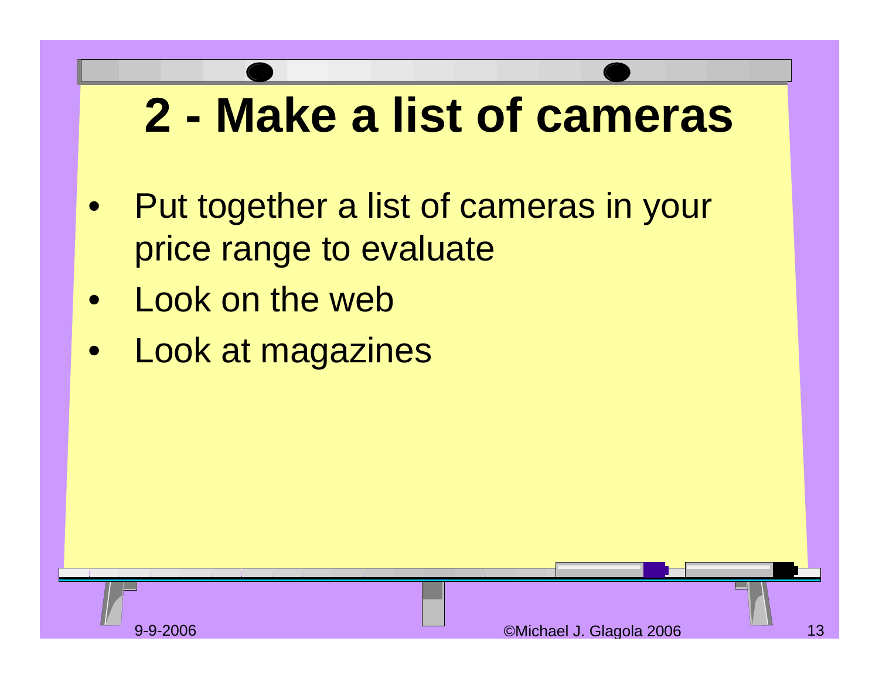# 2 - Make a list of cameras

- Put together a list of cameras in your price range to evaluate
- Look on the web
- Look at magazines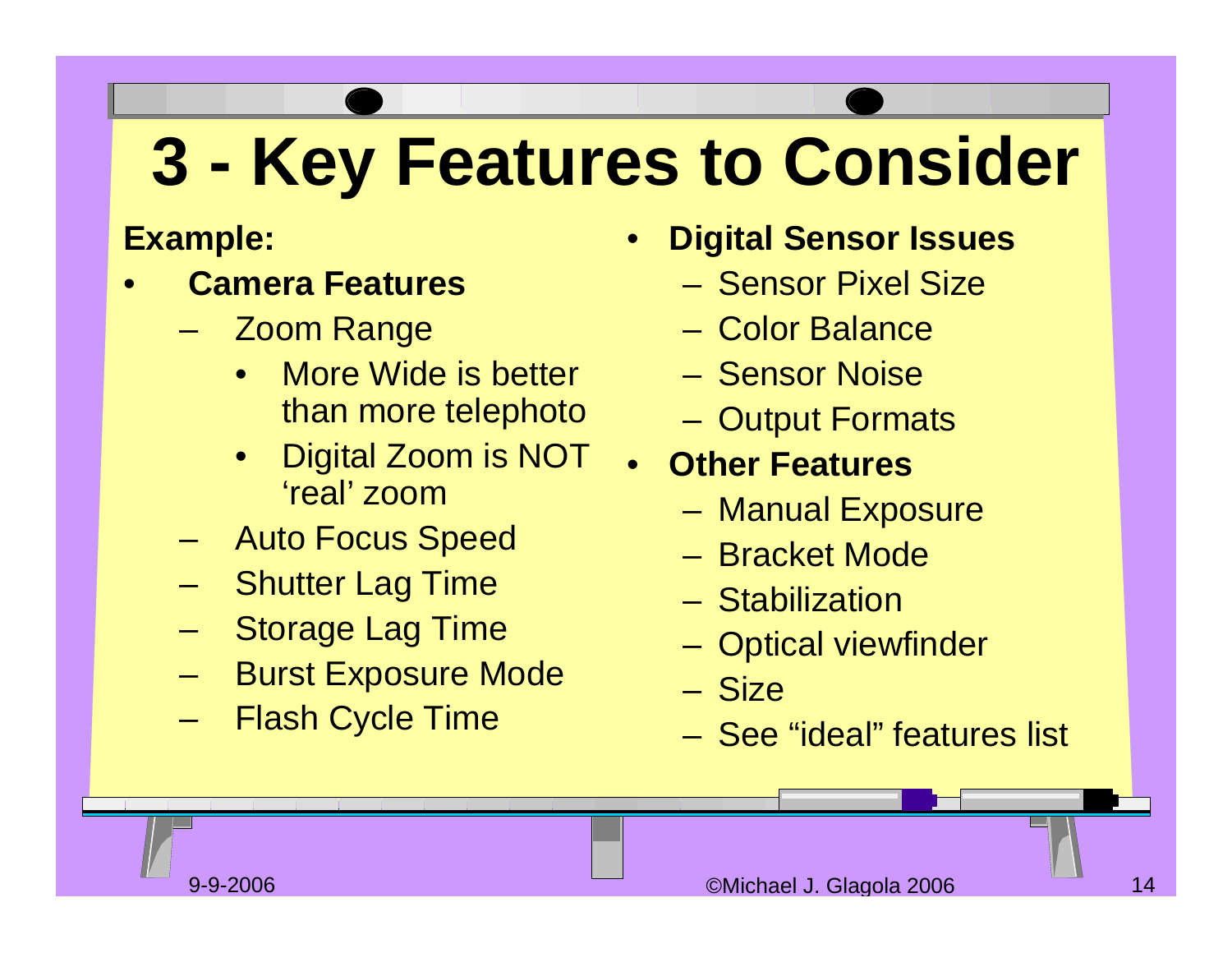# 3 - Key Features to Consider

**Example:**

- **Camera Features**
  - Zoom Range
    - More Wide is better than more telephoto
    - Digital Zoom is NOT 'real' zoom
  - Auto Focus Speed
  - Shutter Lag Time
  - Storage Lag Time
  - Burst Exposure Mode
  - Flash Cycle Time
- **Digital Sensor Issues**
  - Sensor Pixel Size
  - Color Balance
  - Sensor Noise
  - Output Formats
- **Other Features**
  - Manual Exposure
  - Bracket Mode
  - Stabilization
  - Optical viewfinder
  - Size
  - See "ideal" features list

9-9-2006 ©Michael J. Glagola 2006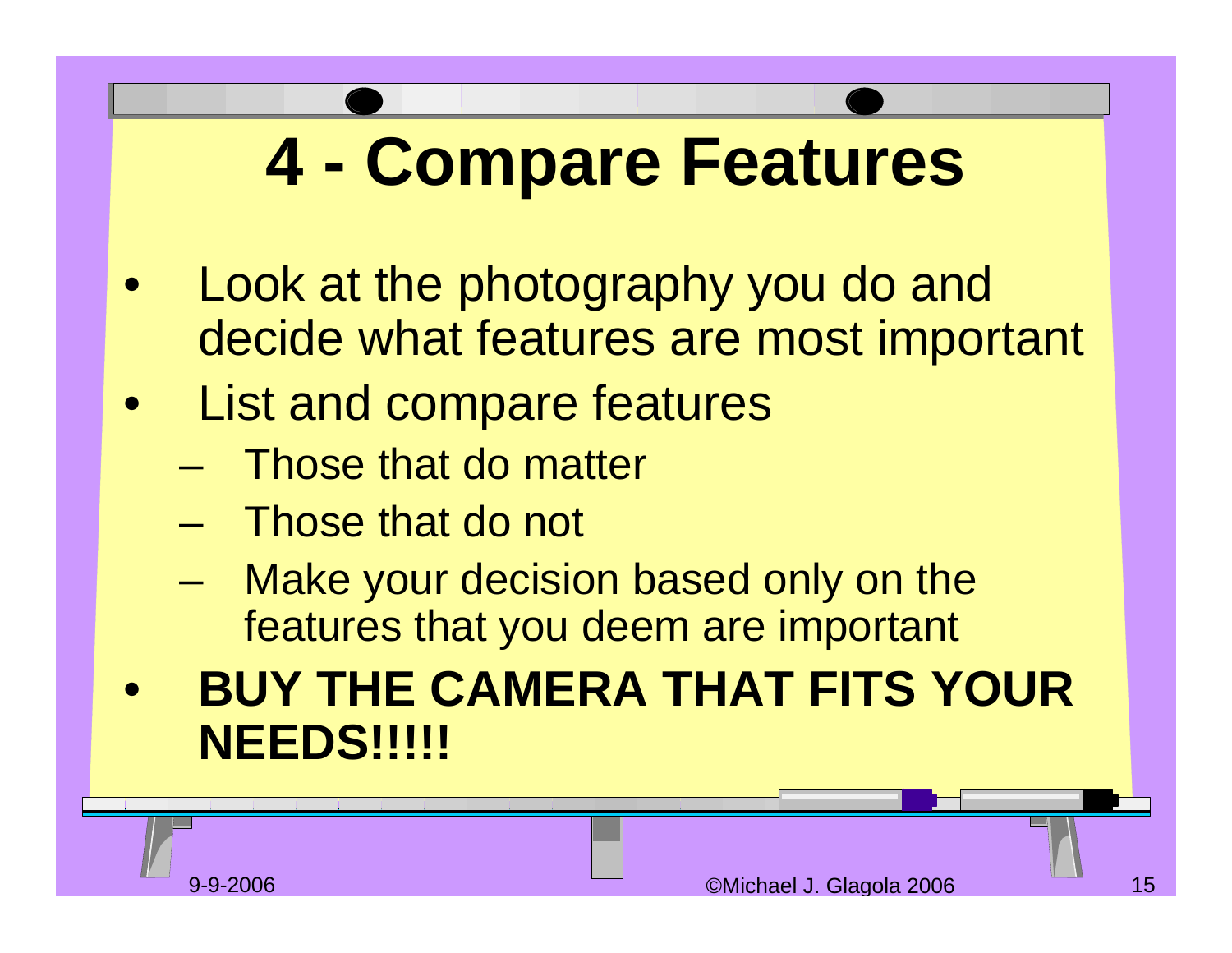# 4 - Compare Features

- Look at the photography you do and decide what features are most important
- List and compare features
  - Those that do matter
  - Those that do not
  - Make your decision based only on the features that you deem are important
- **BUY THE CAMERA THAT FITS YOUR NEEDS!!!!!**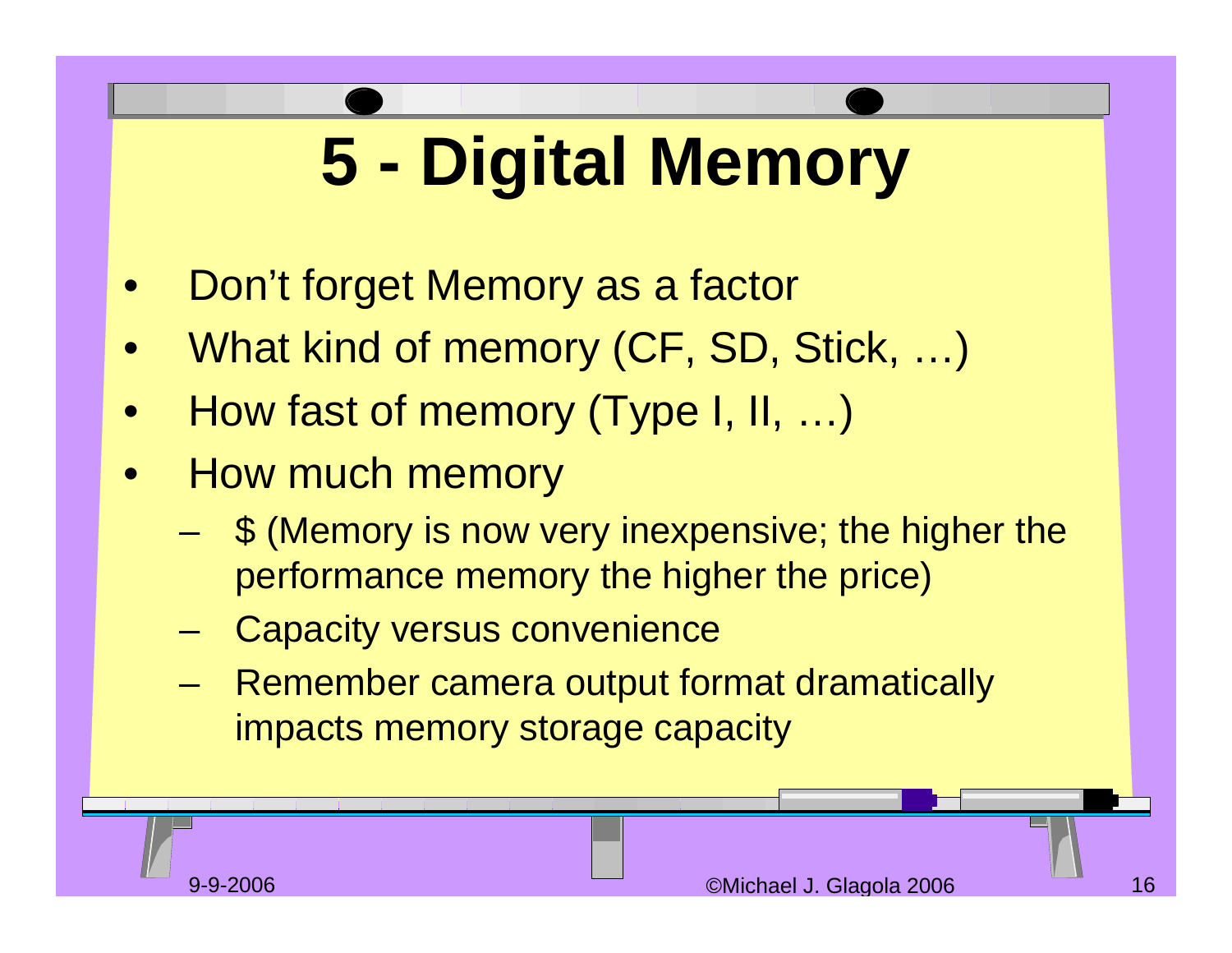# 5 - Digital Memory

- Don't forget Memory as a factor
- What kind of memory (CF, SD, Stick, …)
- How fast of memory (Type I, II, …)
- How much memory
  - $ (Memory is now very inexpensive; the higher the performance memory the higher the price)
  - Capacity versus convenience
  - Remember camera output format dramatically impacts memory storage capacity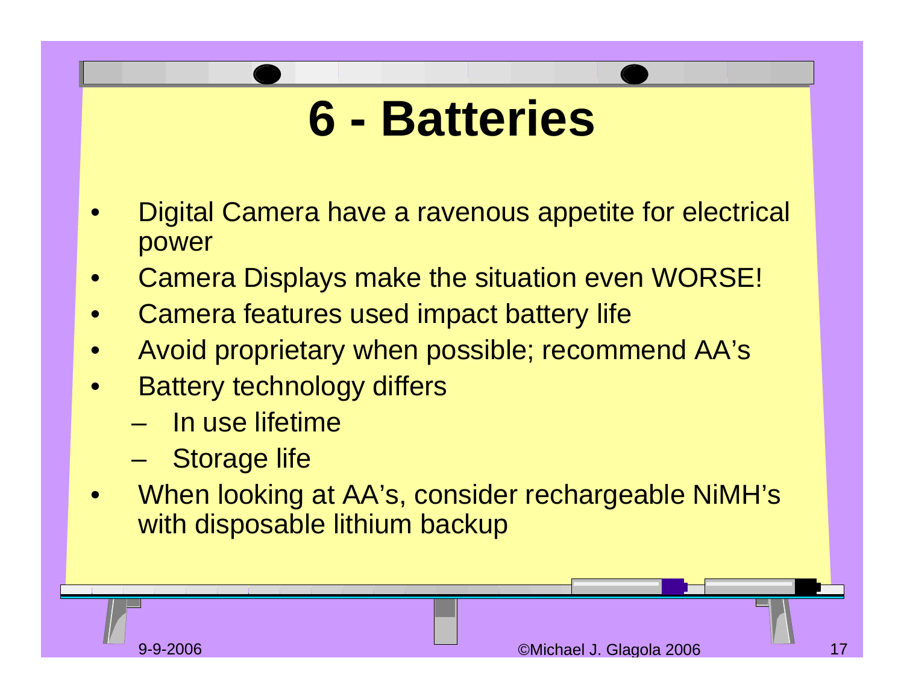# 6 - Batteries

- Digital Camera have a ravenous appetite for electrical power
- Camera Displays make the situation even WORSE!
- Camera features used impact battery life
- Avoid proprietary when possible; recommend AA's
- Battery technology differs
  - In use lifetime
  - Storage life
- When looking at AA's, consider rechargeable NiMH's with disposable lithium backup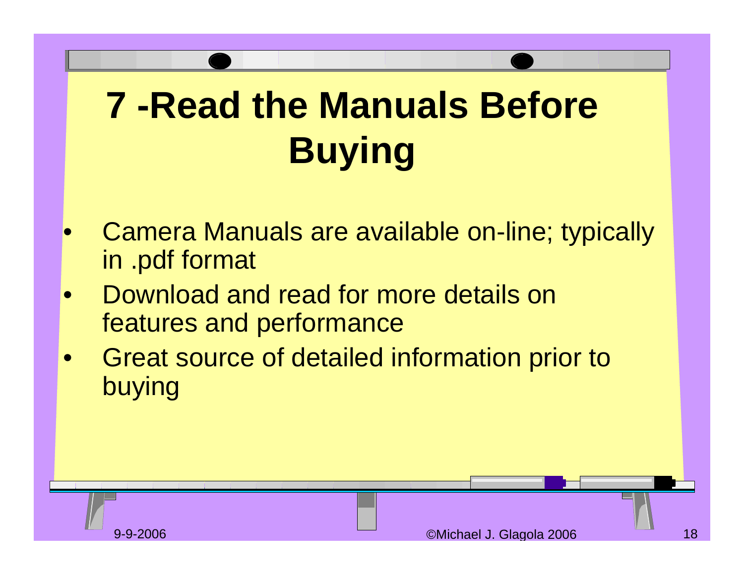# 7 -Read the Manuals Before Buying

- Camera Manuals are available on-line; typically in .pdf format
- Download and read for more details on features and performance
- Great source of detailed information prior to buying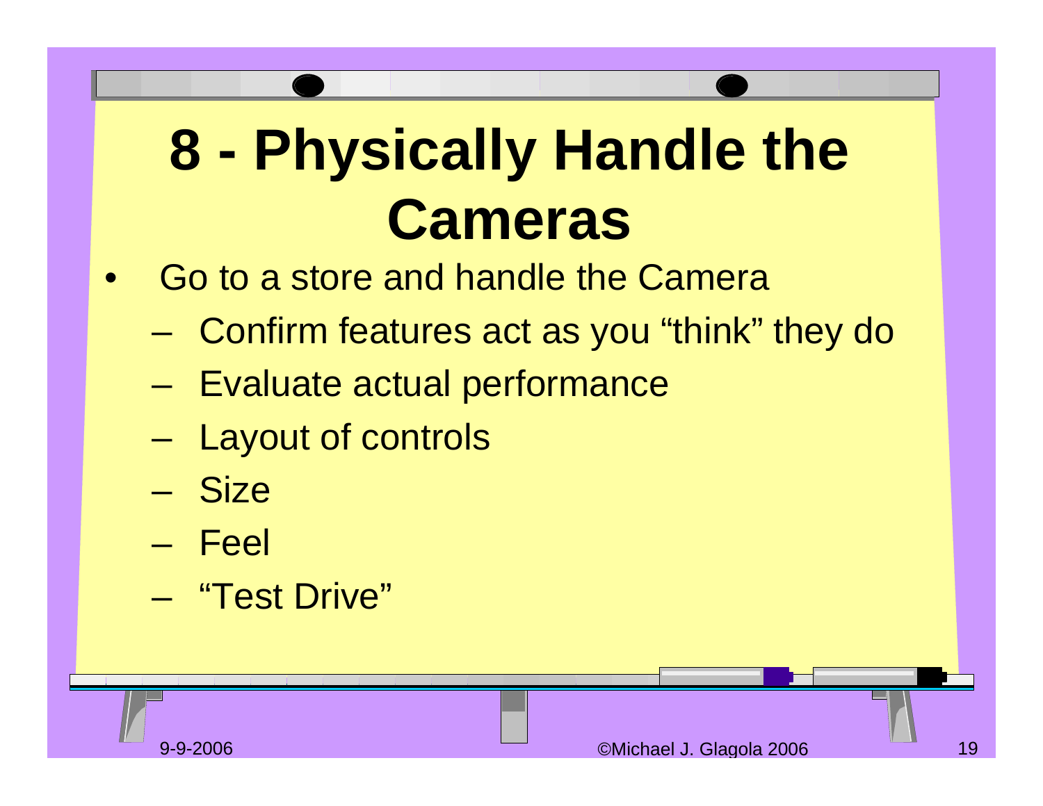# 8 - Physically Handle the Cameras

- Go to a store and handle the Camera
  - Confirm features act as you “think” they do
  - Evaluate actual performance
  - Layout of controls
  - Size
  - Feel
  - “Test Drive”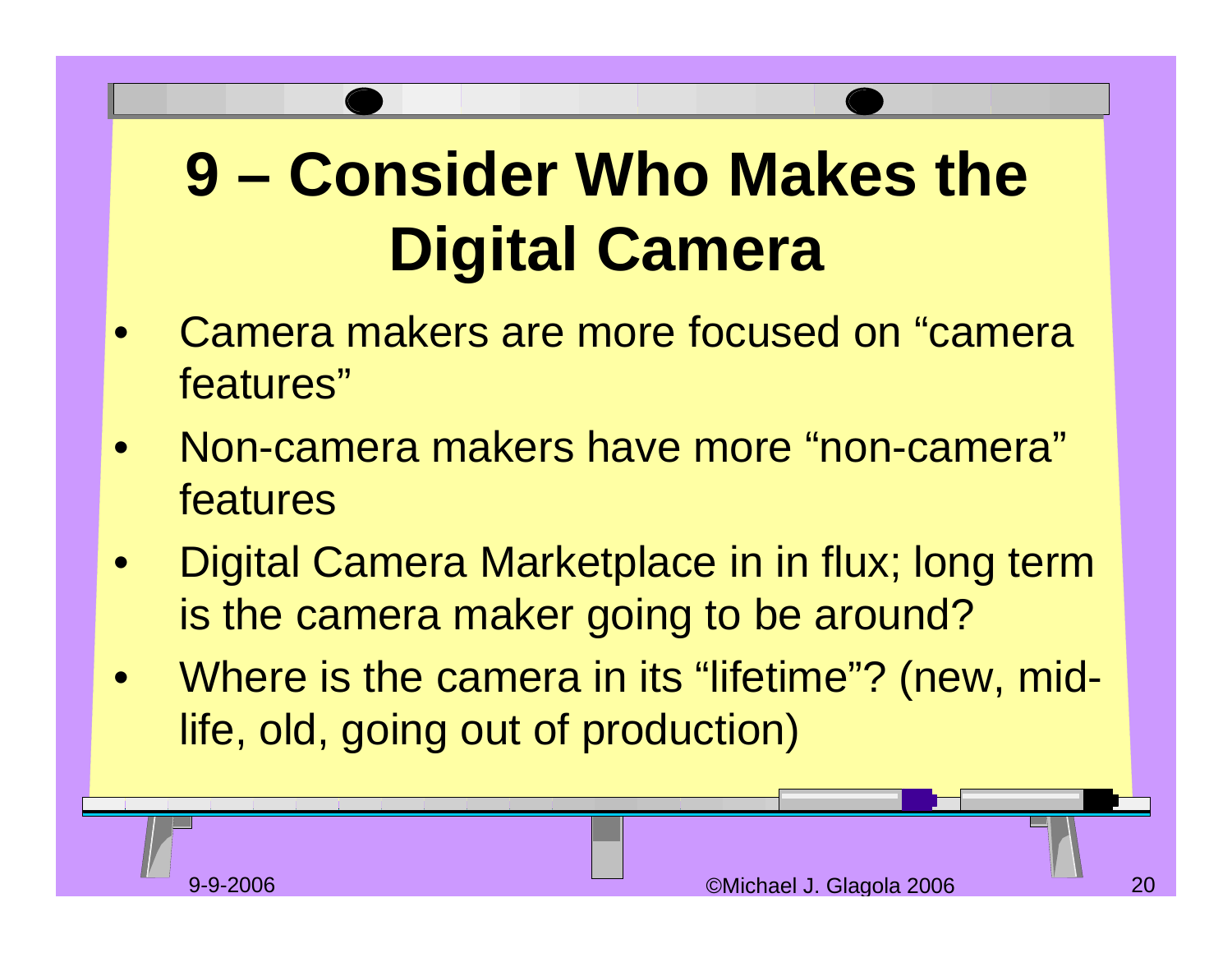# 9 – Consider Who Makes the Digital Camera

- Camera makers are more focused on "camera features"
- Non-camera makers have more "non-camera" features
- Digital Camera Marketplace in in flux; long term is the camera maker going to be around?
- Where is the camera in its "lifetime"? (new, mid-life, old, going out of production)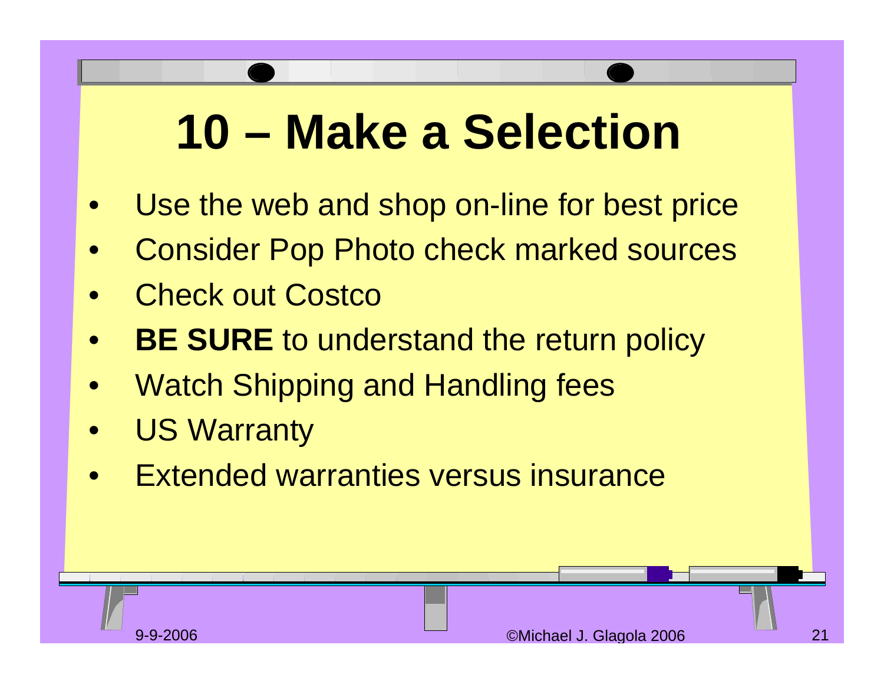# 10 – Make a Selection

- Use the web and shop on-line for best price
- Consider Pop Photo check marked sources
- Check out Costco
- **BE SURE** to understand the return policy
- Watch Shipping and Handling fees
- US Warranty
- Extended warranties versus insurance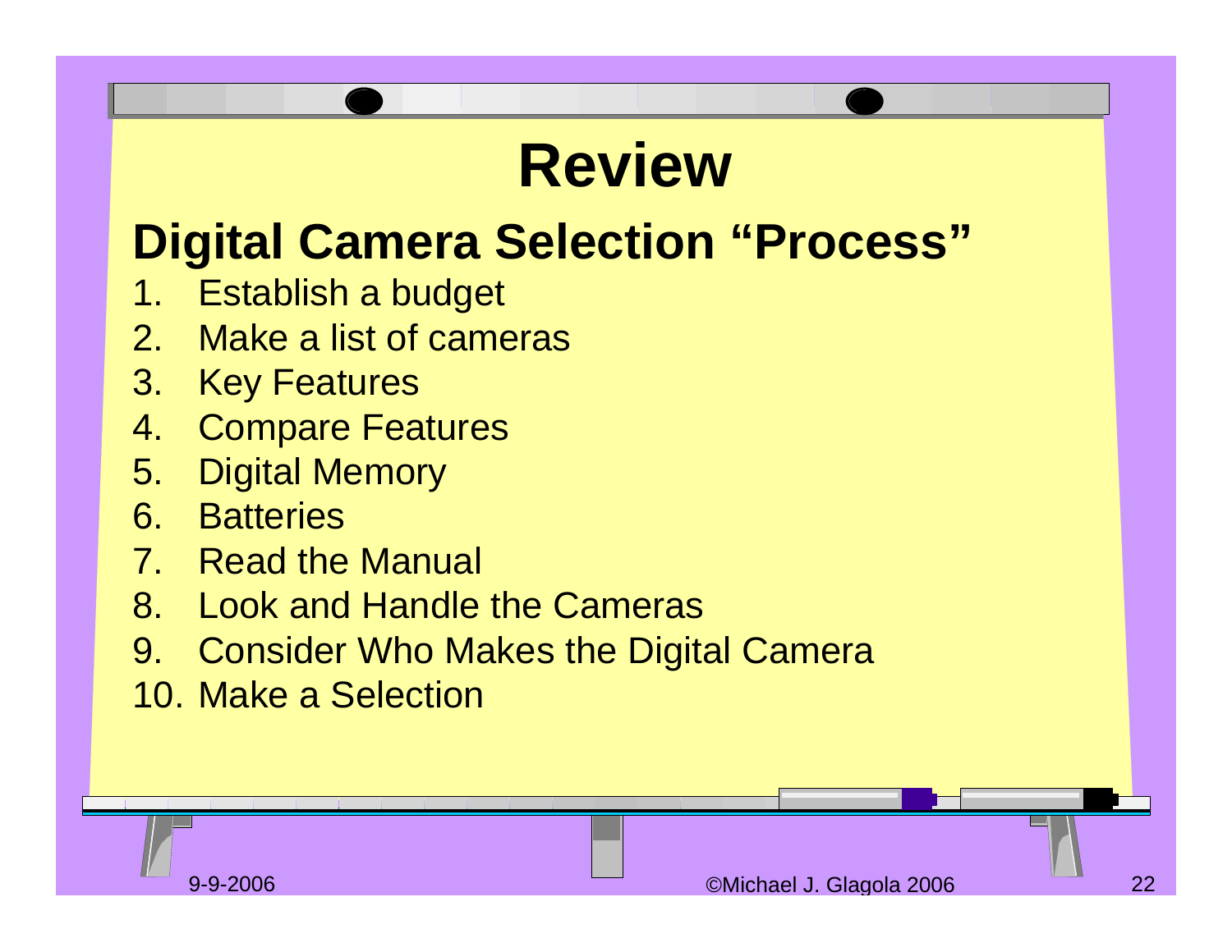# Review

## Digital Camera Selection "Process"

1. Establish a budget
2. Make a list of cameras
3. Key Features
4. Compare Features
5. Digital Memory
6. Batteries
7. Read the Manual
8. Look and Handle the Cameras
9. Consider Who Makes the Digital Camera
10. Make a Selection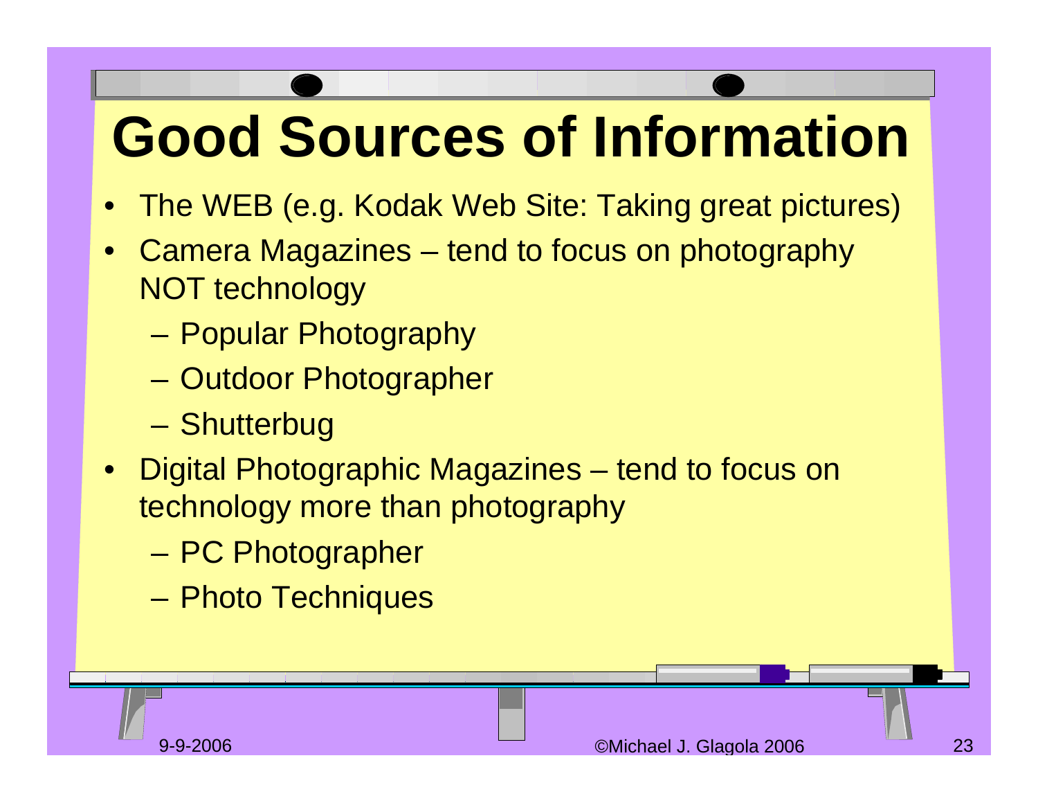# Good Sources of Information

- The WEB (e.g. Kodak Web Site: Taking great pictures)
- Camera Magazines – tend to focus on photography NOT technology
  - Popular Photography
  - Outdoor Photographer
  - Shutterbug
- Digital Photographic Magazines – tend to focus on technology more than photography
  - PC Photographer
  - Photo Techniques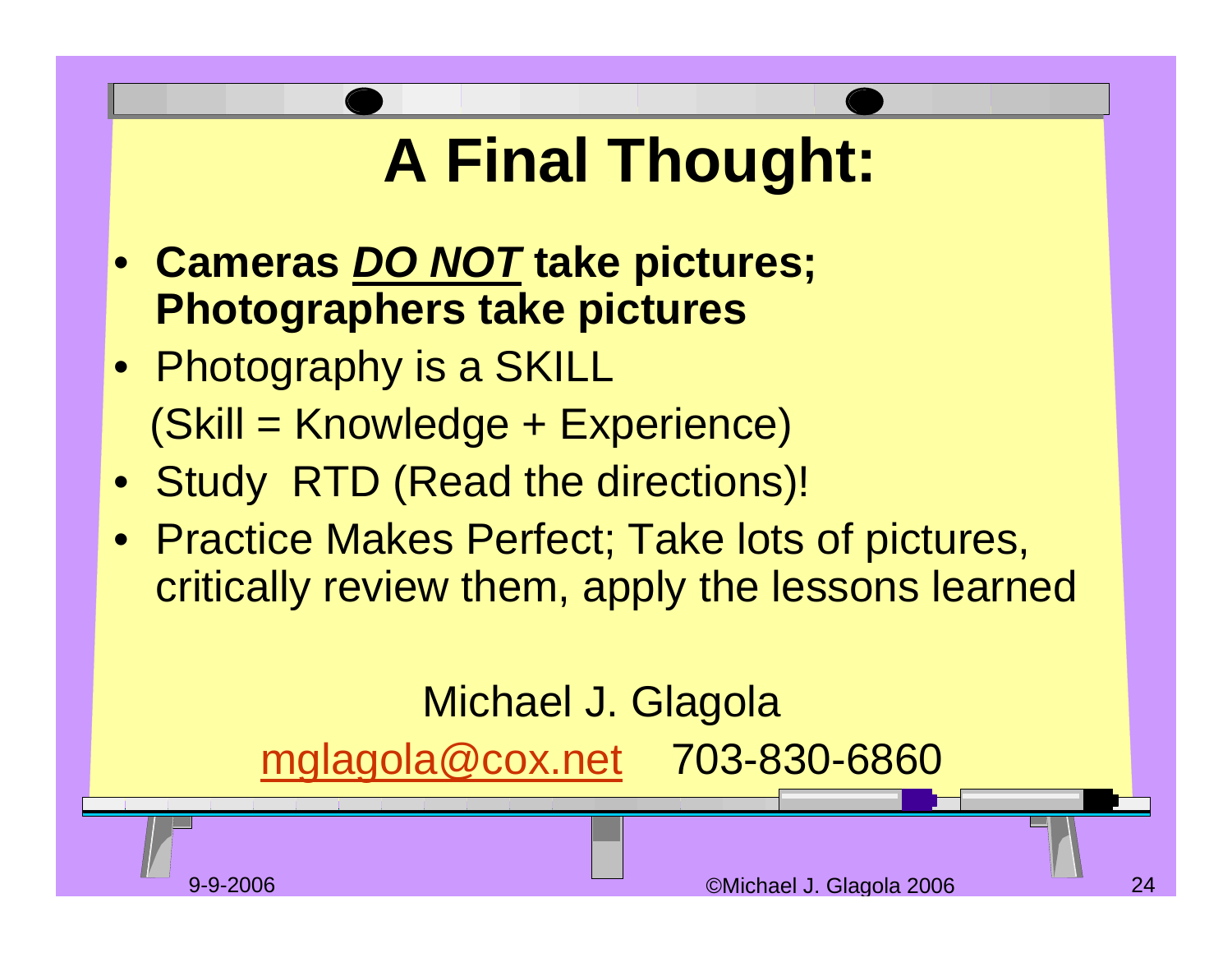# A Final Thought:

- **Cameras *DO NOT* take pictures; Photographers take pictures**
- Photography is a SKILL
  (Skill = Knowledge + Experience)
- Study RTD (Read the directions)!
- Practice Makes Perfect; Take lots of pictures, critically review them, apply the lessons learned

Michael J. Glagola

mglagola@cox.net 703-830-6860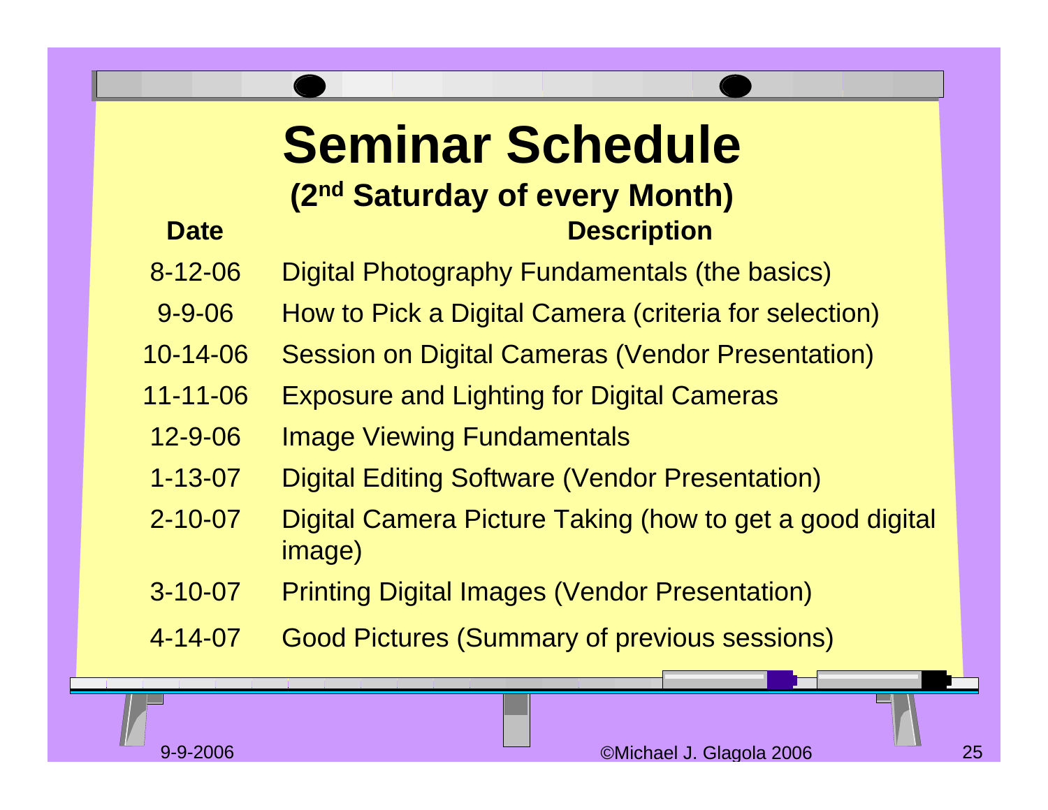# Seminar Schedule

### (2nd Saturday of every Month)

| Date | Description |
|---|---|
| 8-12-06 | Digital Photography Fundamentals (the basics) |
| 9-9-06 | How to Pick a Digital Camera (criteria for selection) |
| 10-14-06 | Session on Digital Cameras (Vendor Presentation) |
| 11-11-06 | Exposure and Lighting for Digital Cameras |
| 12-9-06 | Image Viewing Fundamentals |
| 1-13-07 | Digital Editing Software (Vendor Presentation) |
| 2-10-07 | Digital Camera Picture Taking (how to get a good digital image) |
| 3-10-07 | Printing Digital Images (Vendor Presentation) |
| 4-14-07 | Good Pictures (Summary of previous sessions) |